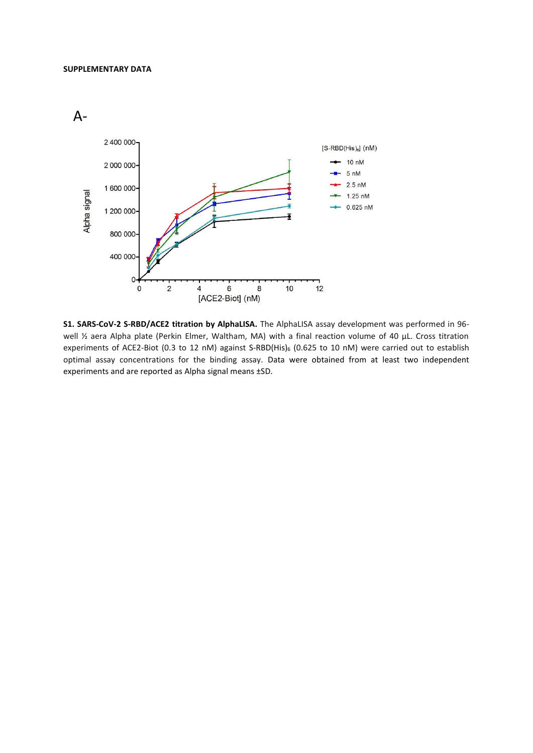**SUPPLEMENTARY DATA**

A-

**S1. SARS-CoV-2 S-RBD/ACE2 titration by AlphaLISA.** The AlphaLISA assay development was performed in 96-well ½ aera Alpha plate (Perkin Elmer, Waltham, MA) with a final reaction volume of 40 µL. Cross titration experiments of ACE2-Biot (0.3 to 12 nM) against S-RBD(His)$_6$ (0.625 to 10 nM) were carried out to establish optimal assay concentrations for the binding assay. Data were obtained from at least two independent experiments and are reported as Alpha signal means ±SD.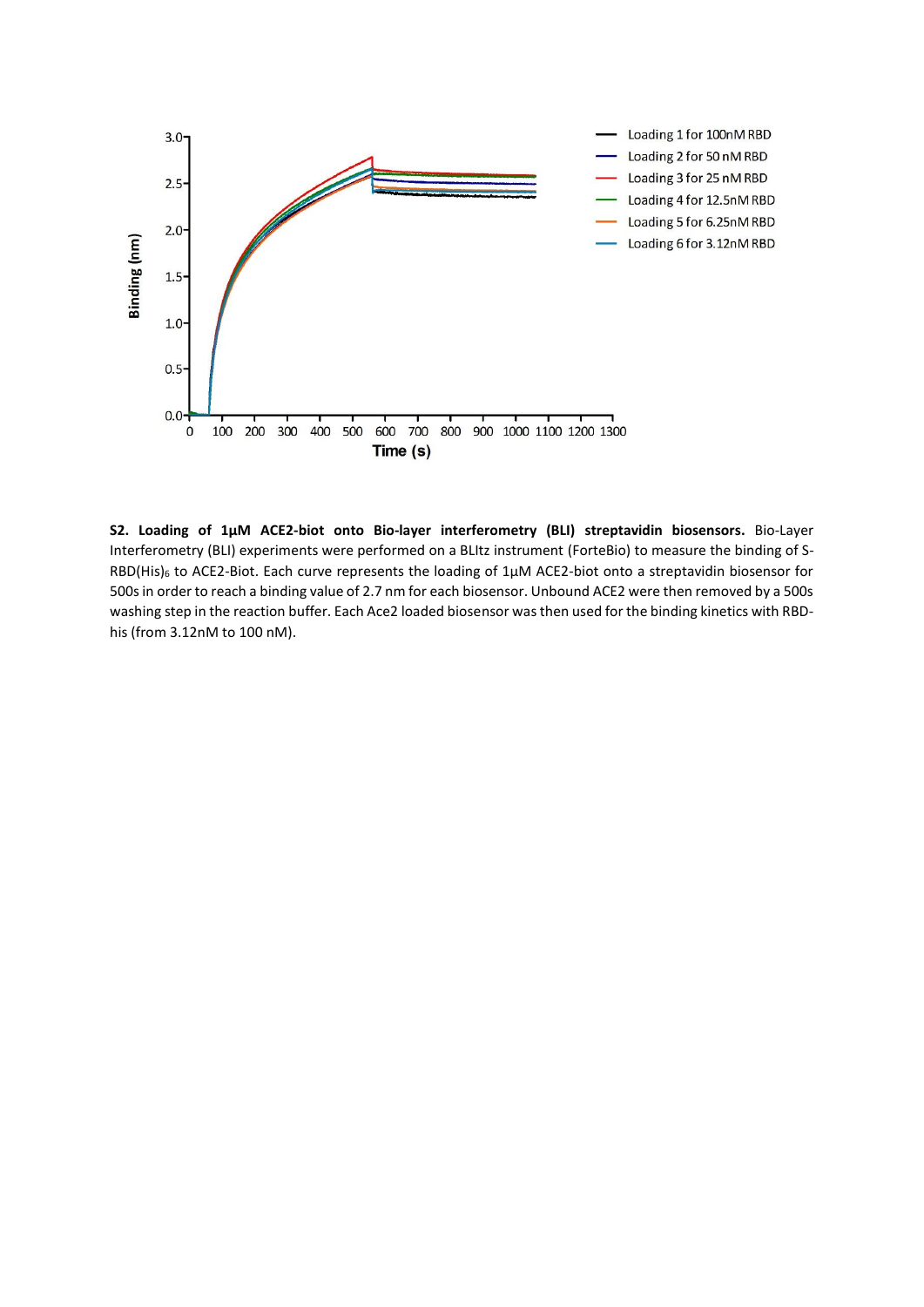**S2. Loading of 1µM ACE2-biot onto Bio-layer interferometry (BLI) streptavidin biosensors.** Bio-Layer Interferometry (BLI) experiments were performed on a BLItz instrument (ForteBio) to measure the binding of S-RBD(His)$_6$ to ACE2-Biot. Each curve represents the loading of 1µM ACE2-biot onto a streptavidin biosensor for 500s in order to reach a binding value of 2.7 nm for each biosensor. Unbound ACE2 were then removed by a 500s washing step in the reaction buffer. Each Ace2 loaded biosensor was then used for the binding kinetics with RBD-his (from 3.12nM to 100 nM).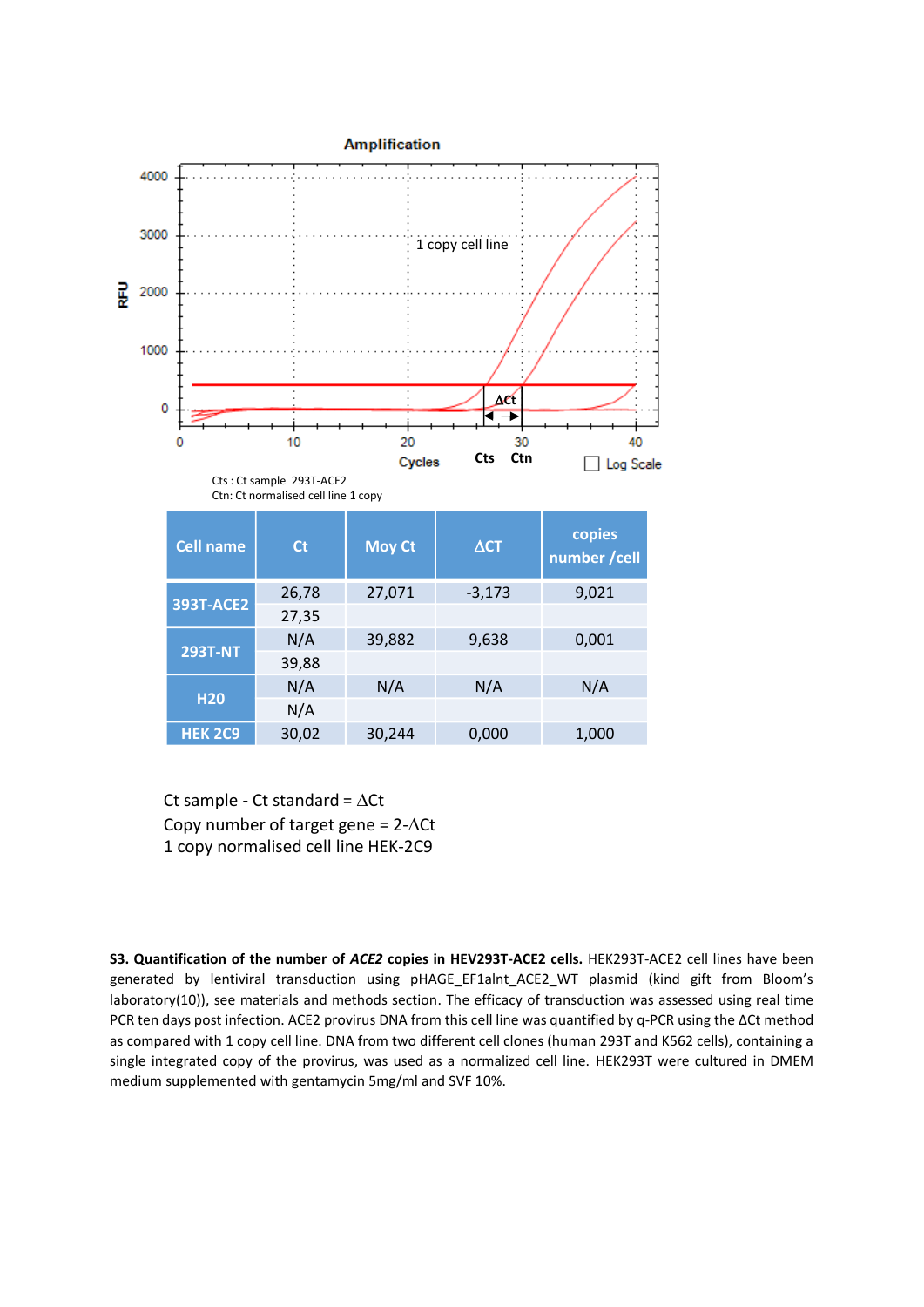Amplification

RFU

4000
3000
2000
1000
0

0
10
20
30
40

Cycles

1 copy cell line

ΔCt

Cts
Ctn

Log Scale

Cts : Ct sample 293T-ACE2
Ctn: Ct normalised cell line 1 copy

| Cell name | Ct | Moy Ct | ΔCT | copies number /cell |
|---|---|---|---|---|
| 393T-ACE2 | 26,78 | 27,071 | -3,173 | 9,021 |
| | 27,35 | | | |
| 293T-NT | N/A | 39,882 | 9,638 | 0,001 |
| | 39,88 | | | |
| H20 | N/A | N/A | N/A | N/A |
| | N/A | | | |
| HEK 2C9 | 30,02 | 30,244 | 0,000 | 1,000 |

Ct sample - Ct standard = ΔCt
Copy number of target gene = 2-ΔCt
1 copy normalised cell line HEK-2C9

**S3. Quantification of the number of *ACE2* copies in HEV293T-ACE2 cells.** HEK293T-ACE2 cell lines have been generated by lentiviral transduction using pHAGE_EF1alnt_ACE2_WT plasmid (kind gift from Bloom's laboratory(10)), see materials and methods section. The efficacy of transduction was assessed using real time PCR ten days post infection. ACE2 provirus DNA from this cell line was quantified by q-PCR using the ΔCt method as compared with 1 copy cell line. DNA from two different cell clones (human 293T and K562 cells), containing a single integrated copy of the provirus, was used as a normalized cell line. HEK293T were cultured in DMEM medium supplemented with gentamycin 5mg/ml and SVF 10%.